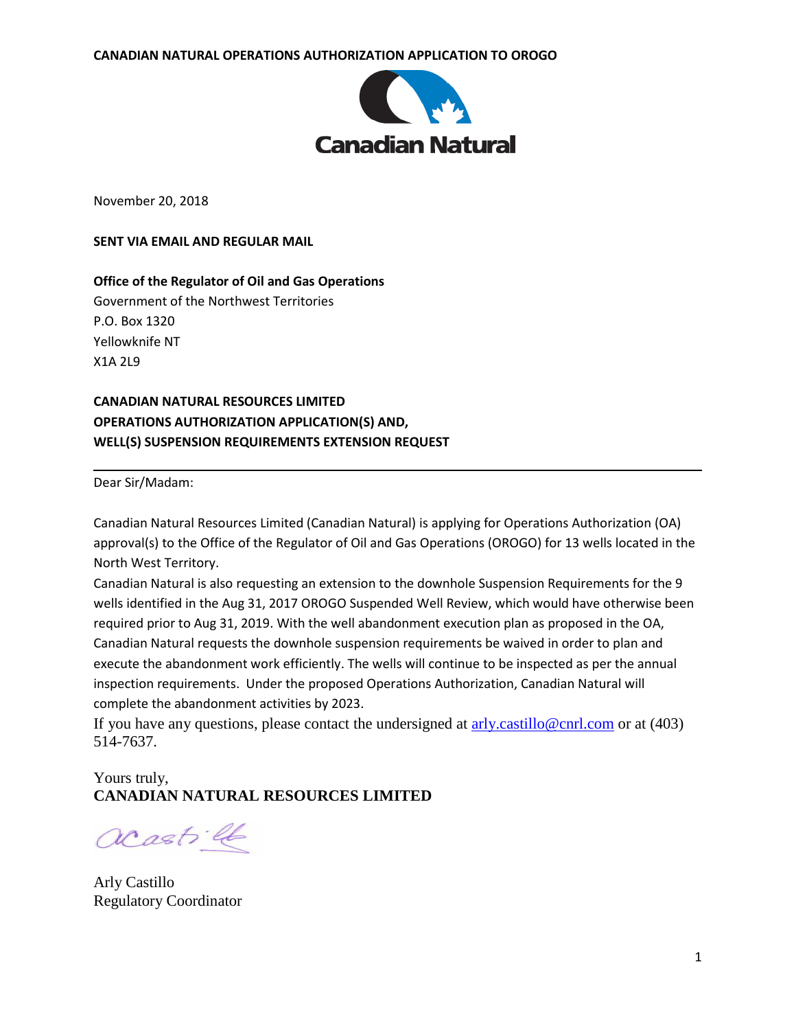November 20, 2018

**SENT VIA EMAIL AND REGULAR MAIL**

**Office of the Regulator of Oil and Gas Operations**
Government of the Northwest Territories
P.O. Box 1320
Yellowknife NT
X1A 2L9

**CANADIAN NATURAL RESOURCES LIMITED**
**OPERATIONS AUTHORIZATION APPLICATION(S) AND,**
**WELL(S) SUSPENSION REQUIREMENTS EXTENSION REQUEST**

---

Dear Sir/Madam:

Canadian Natural Resources Limited (Canadian Natural) is applying for Operations Authorization (OA) approval(s) to the Office of the Regulator of Oil and Gas Operations (OROGO) for 13 wells located in the North West Territory.

Canadian Natural is also requesting an extension to the downhole Suspension Requirements for the 9 wells identified in the Aug 31, 2017 OROGO Suspended Well Review, which would have otherwise been required prior to Aug 31, 2019. With the well abandonment execution plan as proposed in the OA, Canadian Natural requests the downhole suspension requirements be waived in order to plan and execute the abandonment work efficiently. The wells will continue to be inspected as per the annual inspection requirements. Under the proposed Operations Authorization, Canadian Natural will complete the abandonment activities by 2023.

If you have any questions, please contact the undersigned at arly.castillo@cnrl.com or at (403) 514-7637.

Yours truly,
**CANADIAN NATURAL RESOURCES LIMITED**

Arly Castillo
Regulatory Coordinator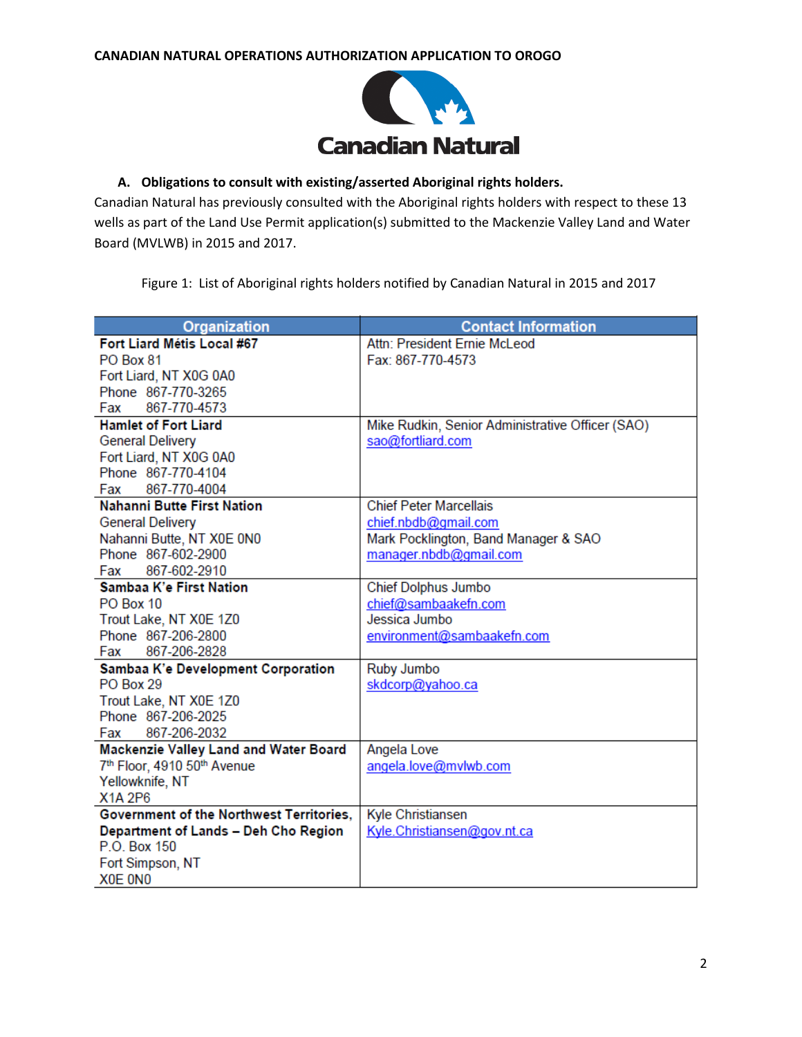**A. Obligations to consult with existing/asserted Aboriginal rights holders.**

Canadian Natural has previously consulted with the Aboriginal rights holders with respect to these 13 wells as part of the Land Use Permit application(s) submitted to the Mackenzie Valley Land and Water Board (MVLWB) in 2015 and 2017.

Figure 1: List of Aboriginal rights holders notified by Canadian Natural in 2015 and 2017

| Organization | Contact Information |
|---|---|
| **Fort Liard Métis Local #67**<br>PO Box 81<br>Fort Liard, NT X0G 0A0<br>Phone 867-770-3265<br>Fax 867-770-4573 | Attn: President Ernie McLeod<br>Fax: 867-770-4573 |
| **Hamlet of Fort Liard**<br>General Delivery<br>Fort Liard, NT X0G 0A0<br>Phone 867-770-4104<br>Fax 867-770-4004 | Mike Rudkin, Senior Administrative Officer (SAO)<br>sao@fortliard.com |
| **Nahanni Butte First Nation**<br>General Delivery<br>Nahanni Butte, NT X0E 0N0<br>Phone 867-602-2900<br>Fax 867-602-2910 | Chief Peter Marcellais<br>chief.nbdb@gmail.com<br>Mark Pocklington, Band Manager & SAO<br>manager.nbdb@gmail.com |
| **Sambaa K'e First Nation**<br>PO Box 10<br>Trout Lake, NT X0E 1Z0<br>Phone 867-206-2800<br>Fax 867-206-2828 | Chief Dolphus Jumbo<br>chief@sambaakefn.com<br>Jessica Jumbo<br>environment@sambaakefn.com |
| **Sambaa K'e Development Corporation**<br>PO Box 29<br>Trout Lake, NT X0E 1Z0<br>Phone 867-206-2025<br>Fax 867-206-2032 | Ruby Jumbo<br>skdcorp@yahoo.ca |
| **Mackenzie Valley Land and Water Board**<br>7th Floor, 4910 50th Avenue<br>Yellowknife, NT<br>X1A 2P6 | Angela Love<br>angela.love@mvlwb.com |
| **Government of the Northwest Territories, Department of Lands – Deh Cho Region**<br>P.O. Box 150<br>Fort Simpson, NT<br>X0E 0N0 | Kyle Christiansen<br>Kyle.Christiansen@gov.nt.ca |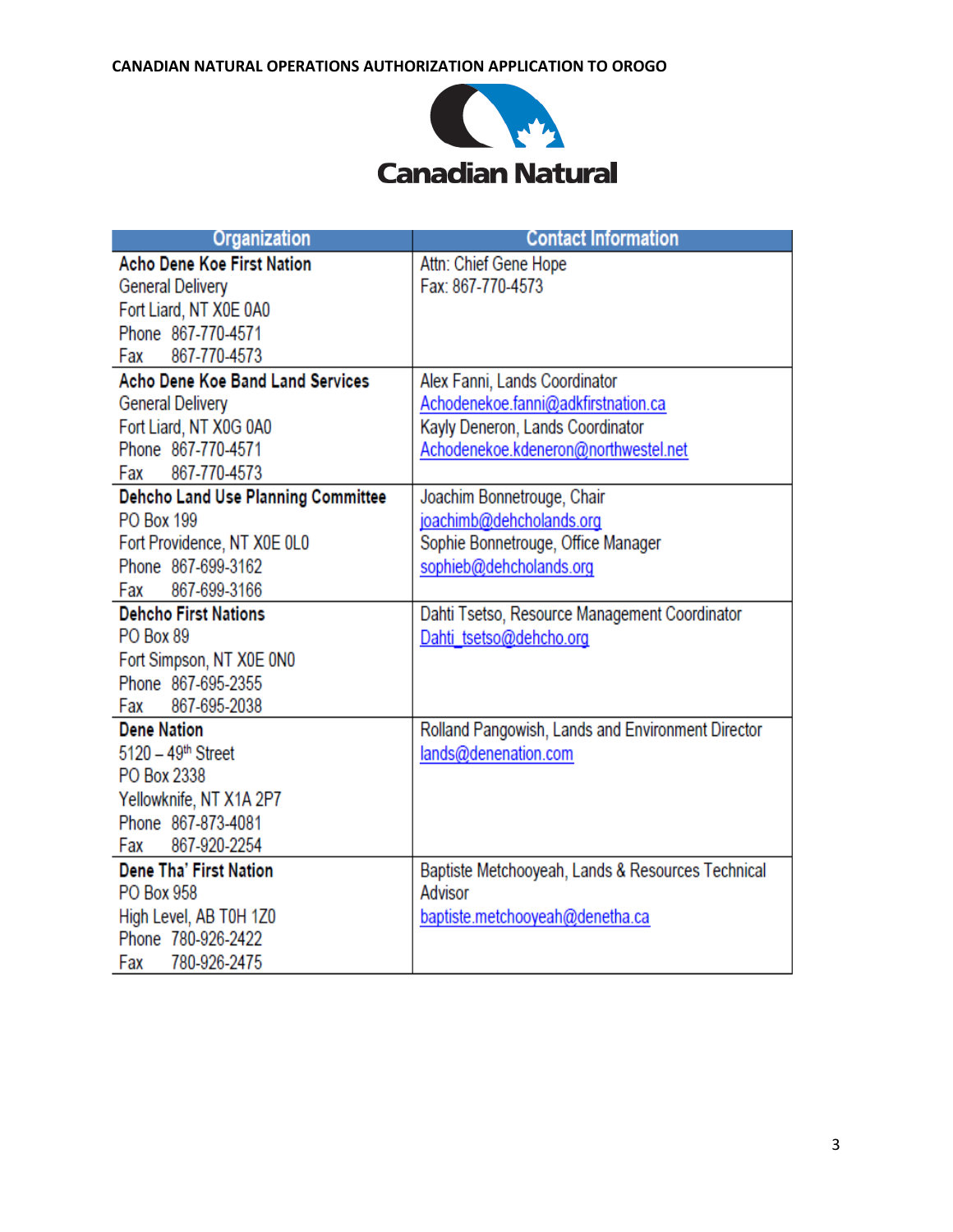| Organization | Contact Information |
|---|---|
| **Acho Dene Koe First Nation**<br>General Delivery<br>Fort Liard, NT X0E 0A0<br>Phone 867-770-4571<br>Fax 867-770-4573 | Attn: Chief Gene Hope<br>Fax: 867-770-4573 |
| **Acho Dene Koe Band Land Services**<br>General Delivery<br>Fort Liard, NT X0G 0A0<br>Phone 867-770-4571<br>Fax 867-770-4573 | Alex Fanni, Lands Coordinator<br>Achodenekoe.fanni@adkfirstnation.ca<br>Kayly Deneron, Lands Coordinator<br>Achodenekoe.kdeneron@northwestel.net |
| **Dehcho Land Use Planning Committee**<br>PO Box 199<br>Fort Providence, NT X0E 0L0<br>Phone 867-699-3162<br>Fax 867-699-3166 | Joachim Bonnetrouge, Chair<br>joachimb@dehcholands.org<br>Sophie Bonnetrouge, Office Manager<br>sophieb@dehcholands.org |
| **Dehcho First Nations**<br>PO Box 89<br>Fort Simpson, NT X0E 0N0<br>Phone 867-695-2355<br>Fax 867-695-2038 | Dahti Tsetso, Resource Management Coordinator<br>Dahti_tsetso@dehcho.org |
| **Dene Nation**<br>5120 – 49th Street<br>PO Box 2338<br>Yellowknife, NT X1A 2P7<br>Phone 867-873-4081<br>Fax 867-920-2254 | Rolland Pangowish, Lands and Environment Director<br>lands@denenation.com |
| **Dene Tha' First Nation**<br>PO Box 958<br>High Level, AB T0H 1Z0<br>Phone 780-926-2422<br>Fax 780-926-2475 | Baptiste Metchooyeah, Lands & Resources Technical Advisor<br>baptiste.metchooyeah@denetha.ca |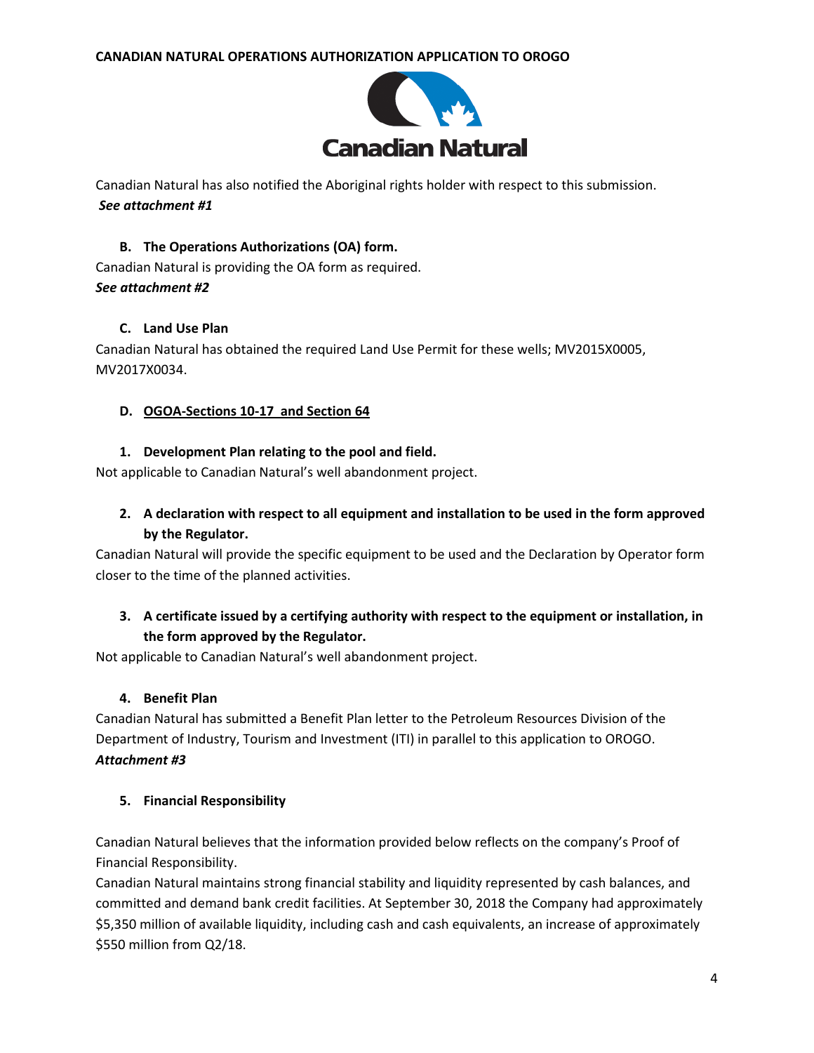Canadian Natural has also notified the Aboriginal rights holder with respect to this submission.
***See attachment #1***

### B. The Operations Authorizations (OA) form.

Canadian Natural is providing the OA form as required.
***See attachment #2***

### C. Land Use Plan

Canadian Natural has obtained the required Land Use Permit for these wells; MV2015X0005, MV2017X0034.

### D. <u>OGOA-Sections 10-17 and Section 64</u>

**1. Development Plan relating to the pool and field.**

Not applicable to Canadian Natural's well abandonment project.

**2. A declaration with respect to all equipment and installation to be used in the form approved by the Regulator.**

Canadian Natural will provide the specific equipment to be used and the Declaration by Operator form closer to the time of the planned activities.

**3. A certificate issued by a certifying authority with respect to the equipment or installation, in the form approved by the Regulator.**

Not applicable to Canadian Natural's well abandonment project.

**4. Benefit Plan**

Canadian Natural has submitted a Benefit Plan letter to the Petroleum Resources Division of the Department of Industry, Tourism and Investment (ITI) in parallel to this application to OROGO.
***Attachment #3***

**5. Financial Responsibility**

Canadian Natural believes that the information provided below reflects on the company's Proof of Financial Responsibility.
Canadian Natural maintains strong financial stability and liquidity represented by cash balances, and committed and demand bank credit facilities. At September 30, 2018 the Company had approximately $5,350 million of available liquidity, including cash and cash equivalents, an increase of approximately $550 million from Q2/18.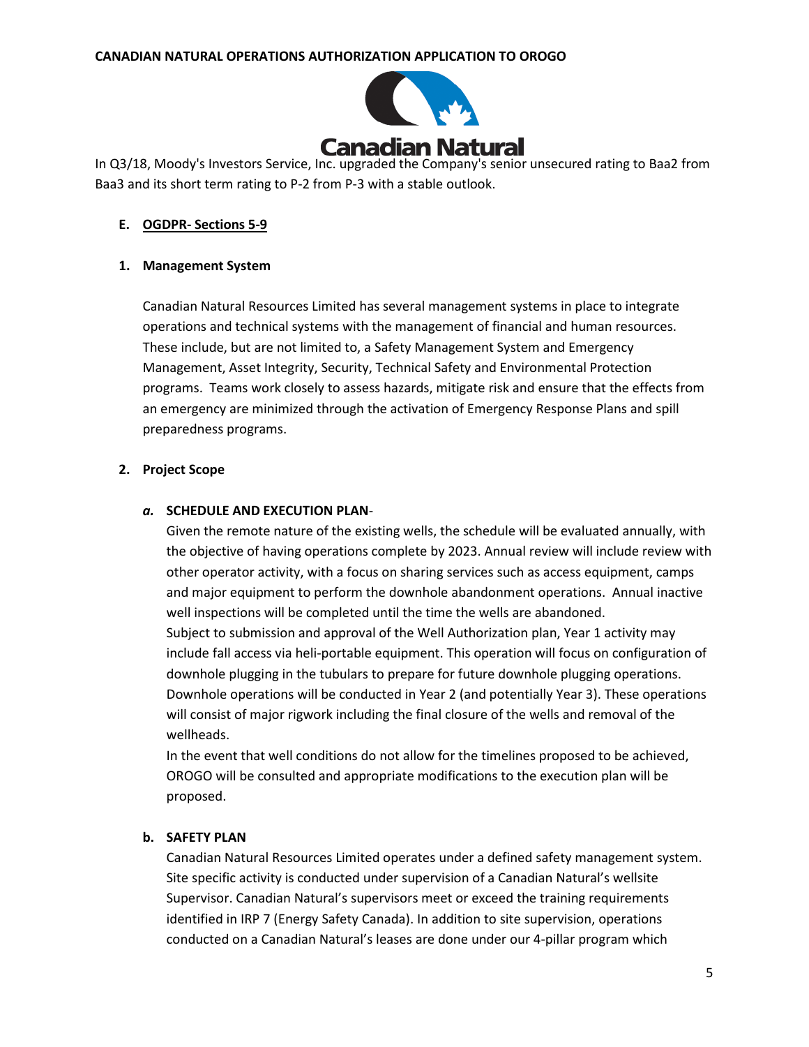In Q3/18, Moody's Investors Service, Inc. upgraded the Company's senior unsecured rating to Baa2 from Baa3 and its short term rating to P-2 from P-3 with a stable outlook.

## E. OGDPR- Sections 5-9

### 1. Management System

Canadian Natural Resources Limited has several management systems in place to integrate operations and technical systems with the management of financial and human resources. These include, but are not limited to, a Safety Management System and Emergency Management, Asset Integrity, Security, Technical Safety and Environmental Protection programs. Teams work closely to assess hazards, mitigate risk and ensure that the effects from an emergency are minimized through the activation of Emergency Response Plans and spill preparedness programs.

### 2. Project Scope

#### *a.* SCHEDULE AND EXECUTION PLAN-

Given the remote nature of the existing wells, the schedule will be evaluated annually, with the objective of having operations complete by 2023. Annual review will include review with other operator activity, with a focus on sharing services such as access equipment, camps and major equipment to perform the downhole abandonment operations. Annual inactive well inspections will be completed until the time the wells are abandoned.

Subject to submission and approval of the Well Authorization plan, Year 1 activity may include fall access via heli-portable equipment. This operation will focus on configuration of downhole plugging in the tubulars to prepare for future downhole plugging operations. Downhole operations will be conducted in Year 2 (and potentially Year 3). These operations will consist of major rigwork including the final closure of the wells and removal of the wellheads.

In the event that well conditions do not allow for the timelines proposed to be achieved, OROGO will be consulted and appropriate modifications to the execution plan will be proposed.

#### b. SAFETY PLAN

Canadian Natural Resources Limited operates under a defined safety management system. Site specific activity is conducted under supervision of a Canadian Natural's wellsite Supervisor. Canadian Natural's supervisors meet or exceed the training requirements identified in IRP 7 (Energy Safety Canada). In addition to site supervision, operations conducted on a Canadian Natural's leases are done under our 4-pillar program which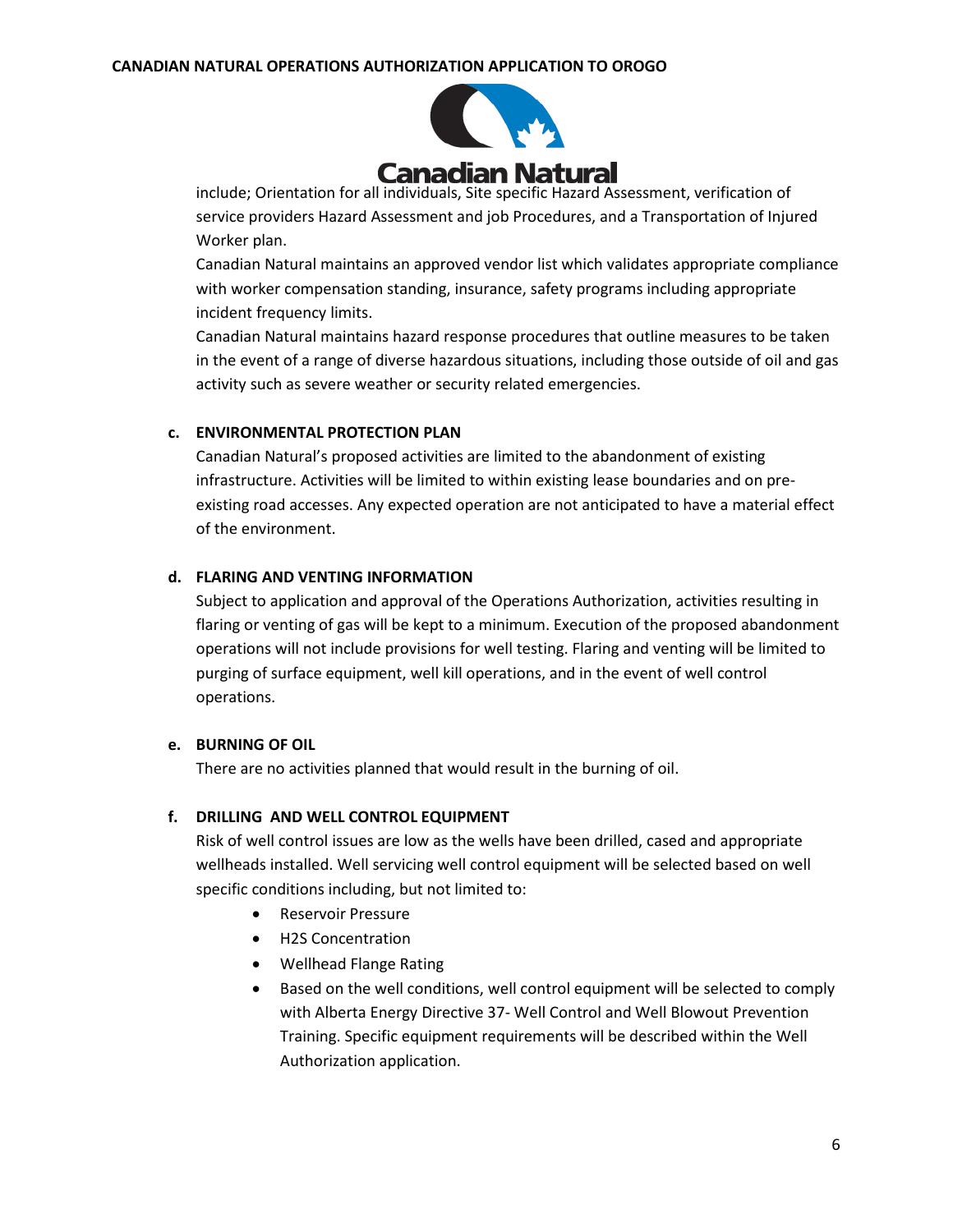include; Orientation for all individuals, Site specific Hazard Assessment, verification of service providers Hazard Assessment and job Procedures, and a Transportation of Injured Worker plan.

Canadian Natural maintains an approved vendor list which validates appropriate compliance with worker compensation standing, insurance, safety programs including appropriate incident frequency limits.

Canadian Natural maintains hazard response procedures that outline measures to be taken in the event of a range of diverse hazardous situations, including those outside of oil and gas activity such as severe weather or security related emergencies.

**c. ENVIRONMENTAL PROTECTION PLAN**

Canadian Natural's proposed activities are limited to the abandonment of existing infrastructure. Activities will be limited to within existing lease boundaries and on pre-existing road accesses. Any expected operation are not anticipated to have a material effect of the environment.

**d. FLARING AND VENTING INFORMATION**

Subject to application and approval of the Operations Authorization, activities resulting in flaring or venting of gas will be kept to a minimum. Execution of the proposed abandonment operations will not include provisions for well testing. Flaring and venting will be limited to purging of surface equipment, well kill operations, and in the event of well control operations.

**e. BURNING OF OIL**

There are no activities planned that would result in the burning of oil.

**f. DRILLING AND WELL CONTROL EQUIPMENT**

Risk of well control issues are low as the wells have been drilled, cased and appropriate wellheads installed. Well servicing well control equipment will be selected based on well specific conditions including, but not limited to:

- Reservoir Pressure
- H2S Concentration
- Wellhead Flange Rating
- Based on the well conditions, well control equipment will be selected to comply with Alberta Energy Directive 37- Well Control and Well Blowout Prevention Training. Specific equipment requirements will be described within the Well Authorization application.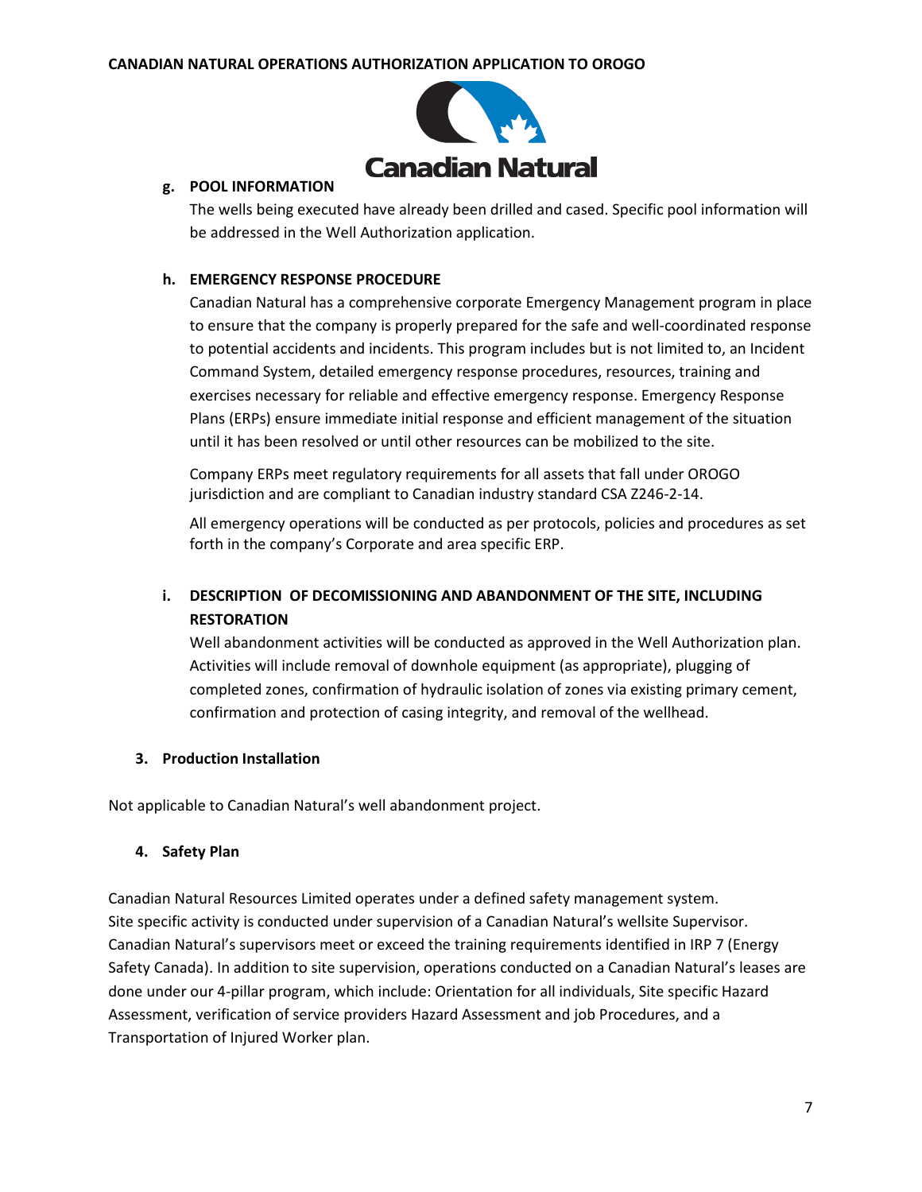**g. POOL INFORMATION**

The wells being executed have already been drilled and cased. Specific pool information will be addressed in the Well Authorization application.

**h. EMERGENCY RESPONSE PROCEDURE**

Canadian Natural has a comprehensive corporate Emergency Management program in place to ensure that the company is properly prepared for the safe and well-coordinated response to potential accidents and incidents. This program includes but is not limited to, an Incident Command System, detailed emergency response procedures, resources, training and exercises necessary for reliable and effective emergency response. Emergency Response Plans (ERPs) ensure immediate initial response and efficient management of the situation until it has been resolved or until other resources can be mobilized to the site.

Company ERPs meet regulatory requirements for all assets that fall under OROGO jurisdiction and are compliant to Canadian industry standard CSA Z246-2-14.

All emergency operations will be conducted as per protocols, policies and procedures as set forth in the company's Corporate and area specific ERP.

**i. DESCRIPTION OF DECOMISSIONING AND ABANDONMENT OF THE SITE, INCLUDING RESTORATION**

Well abandonment activities will be conducted as approved in the Well Authorization plan. Activities will include removal of downhole equipment (as appropriate), plugging of completed zones, confirmation of hydraulic isolation of zones via existing primary cement, confirmation and protection of casing integrity, and removal of the wellhead.

## 3. Production Installation

Not applicable to Canadian Natural's well abandonment project.

## 4. Safety Plan

Canadian Natural Resources Limited operates under a defined safety management system. Site specific activity is conducted under supervision of a Canadian Natural's wellsite Supervisor. Canadian Natural's supervisors meet or exceed the training requirements identified in IRP 7 (Energy Safety Canada). In addition to site supervision, operations conducted on a Canadian Natural's leases are done under our 4-pillar program, which include: Orientation for all individuals, Site specific Hazard Assessment, verification of service providers Hazard Assessment and job Procedures, and a Transportation of Injured Worker plan.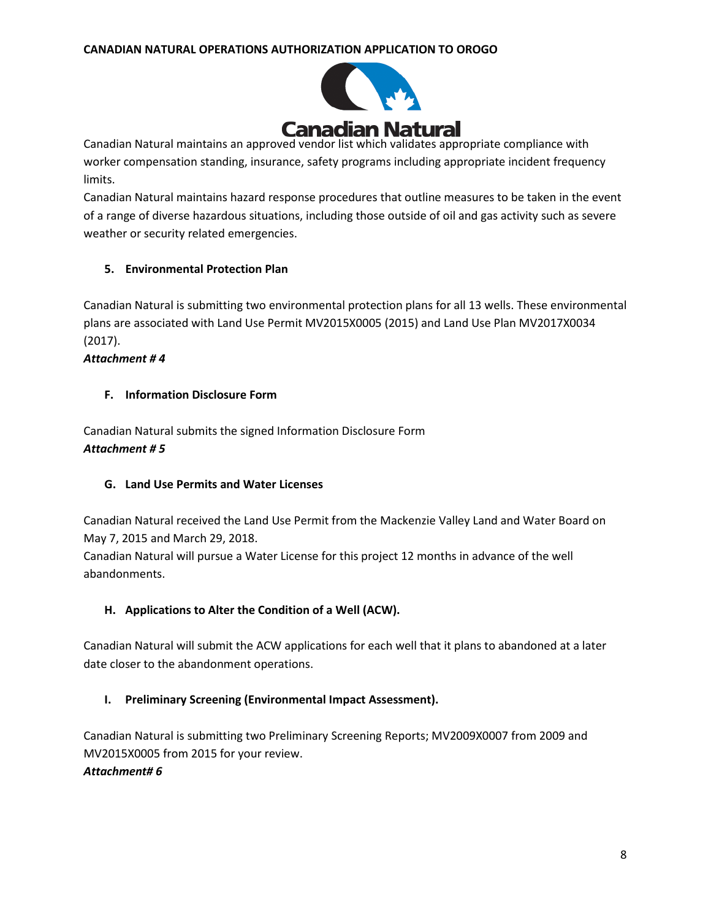Canadian Natural maintains an approved vendor list which validates appropriate compliance with worker compensation standing, insurance, safety programs including appropriate incident frequency limits.

Canadian Natural maintains hazard response procedures that outline measures to be taken in the event of a range of diverse hazardous situations, including those outside of oil and gas activity such as severe weather or security related emergencies.

### 5. Environmental Protection Plan

Canadian Natural is submitting two environmental protection plans for all 13 wells. These environmental plans are associated with Land Use Permit MV2015X0005 (2015) and Land Use Plan MV2017X0034 (2017).

***Attachment # 4***

### F. Information Disclosure Form

Canadian Natural submits the signed Information Disclosure Form

***Attachment # 5***

### G. Land Use Permits and Water Licenses

Canadian Natural received the Land Use Permit from the Mackenzie Valley Land and Water Board on May 7, 2015 and March 29, 2018.

Canadian Natural will pursue a Water License for this project 12 months in advance of the well abandonments.

### H. Applications to Alter the Condition of a Well (ACW).

Canadian Natural will submit the ACW applications for each well that it plans to abandoned at a later date closer to the abandonment operations.

### I. Preliminary Screening (Environmental Impact Assessment).

Canadian Natural is submitting two Preliminary Screening Reports; MV2009X0007 from 2009 and MV2015X0005 from 2015 for your review.

***Attachment# 6***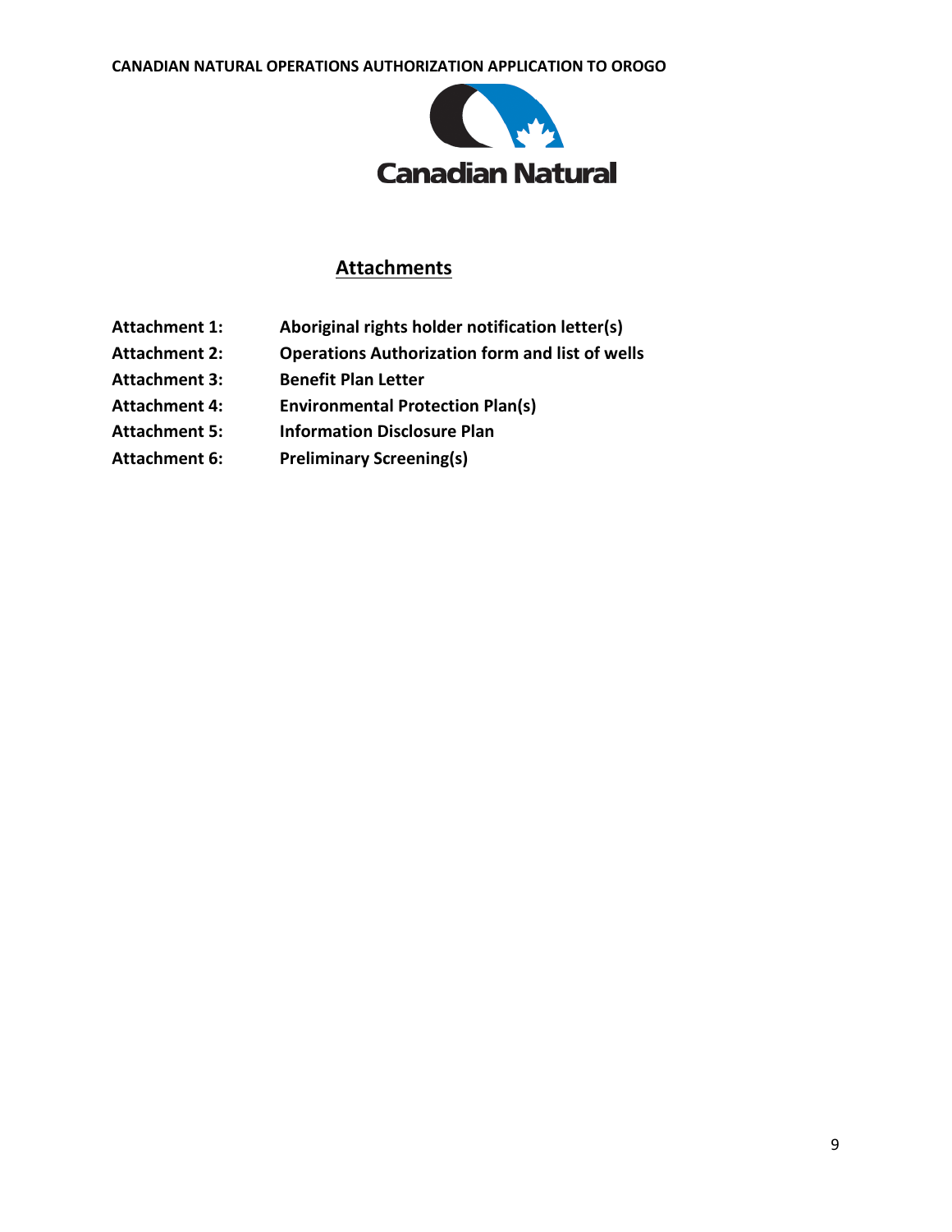# Attachments

**Attachment 1:** **Aboriginal rights holder notification letter(s)**

**Attachment 2:** **Operations Authorization form and list of wells**

**Attachment 3:** **Benefit Plan Letter**

**Attachment 4:** **Environmental Protection Plan(s)**

**Attachment 5:** **Information Disclosure Plan**

**Attachment 6:** **Preliminary Screening(s)**